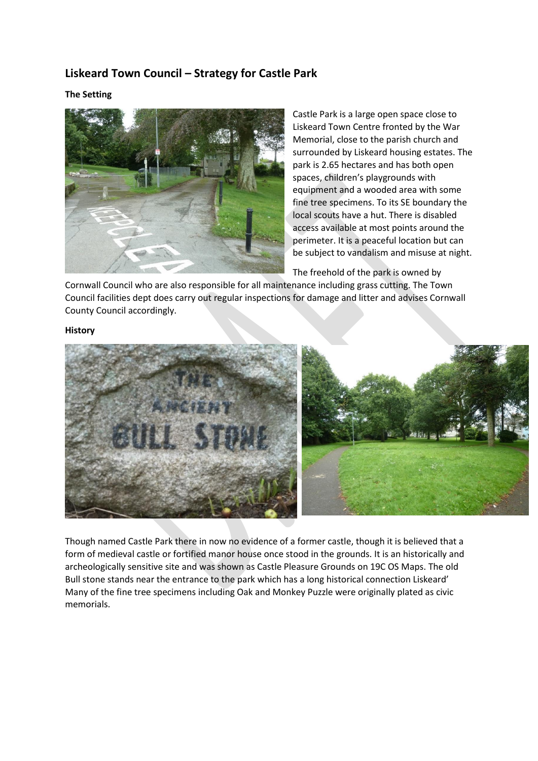## Liskeard Town Council – Strategy for Castle Park

**The Setting**

Castle Park is a large open space close to Liskeard Town Centre fronted by the War Memorial, close to the parish church and surrounded by Liskeard housing estates. The park is 2.65 hectares and has both open spaces, children's playgrounds with equipment and a wooded area with some fine tree specimens. To its SE boundary the local scouts have a hut. There is disabled access available at most points around the perimeter. It is a peaceful location but can be subject to vandalism and misuse at night.

The freehold of the park is owned by Cornwall Council who are also responsible for all maintenance including grass cutting. The Town Council facilities dept does carry out regular inspections for damage and litter and advises Cornwall County Council accordingly.

**History**

Though named Castle Park there in now no evidence of a former castle, though it is believed that a form of medieval castle or fortified manor house once stood in the grounds. It is an historically and archeologically sensitive site and was shown as Castle Pleasure Grounds on 19C OS Maps. The old Bull stone stands near the entrance to the park which has a long historical connection Liskeard' Many of the fine tree specimens including Oak and Monkey Puzzle were originally plated as civic memorials.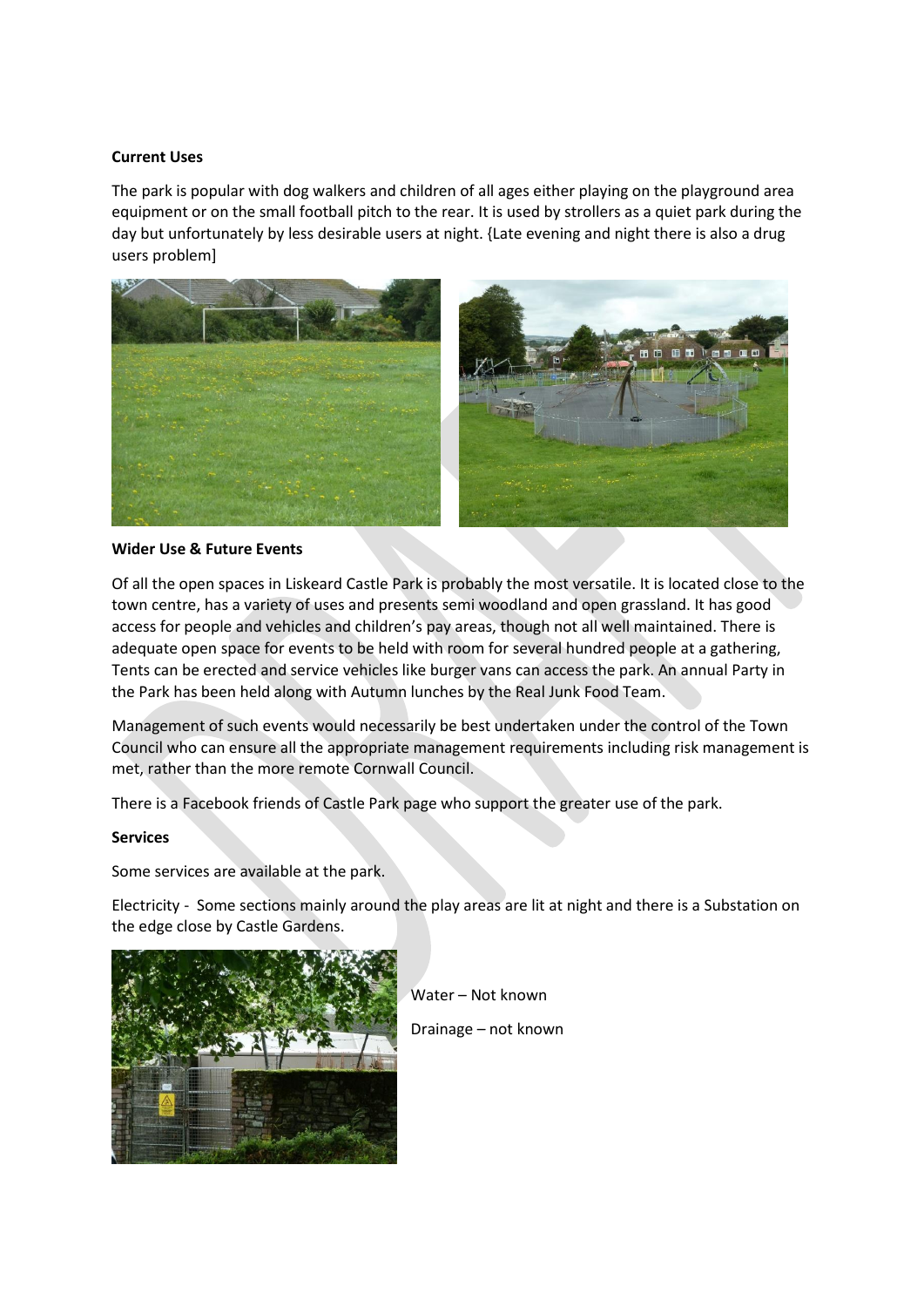**Current Uses**

The park is popular with dog walkers and children of all ages either playing on the playground area equipment or on the small football pitch to the rear. It is used by strollers as a quiet park during the day but unfortunately by less desirable users at night. {Late evening and night there is also a drug users problem]

**Wider Use & Future Events**

Of all the open spaces in Liskeard Castle Park is probably the most versatile. It is located close to the town centre, has a variety of uses and presents semi woodland and open grassland. It has good access for people and vehicles and children's pay areas, though not all well maintained. There is adequate open space for events to be held with room for several hundred people at a gathering, Tents can be erected and service vehicles like burger vans can access the park. An annual Party in the Park has been held along with Autumn lunches by the Real Junk Food Team.

Management of such events would necessarily be best undertaken under the control of the Town Council who can ensure all the appropriate management requirements including risk management is met, rather than the more remote Cornwall Council.

There is a Facebook friends of Castle Park page who support the greater use of the park.

**Services**

Some services are available at the park.

Electricity - Some sections mainly around the play areas are lit at night and there is a Substation on the edge close by Castle Gardens.

Water – Not known

Drainage – not known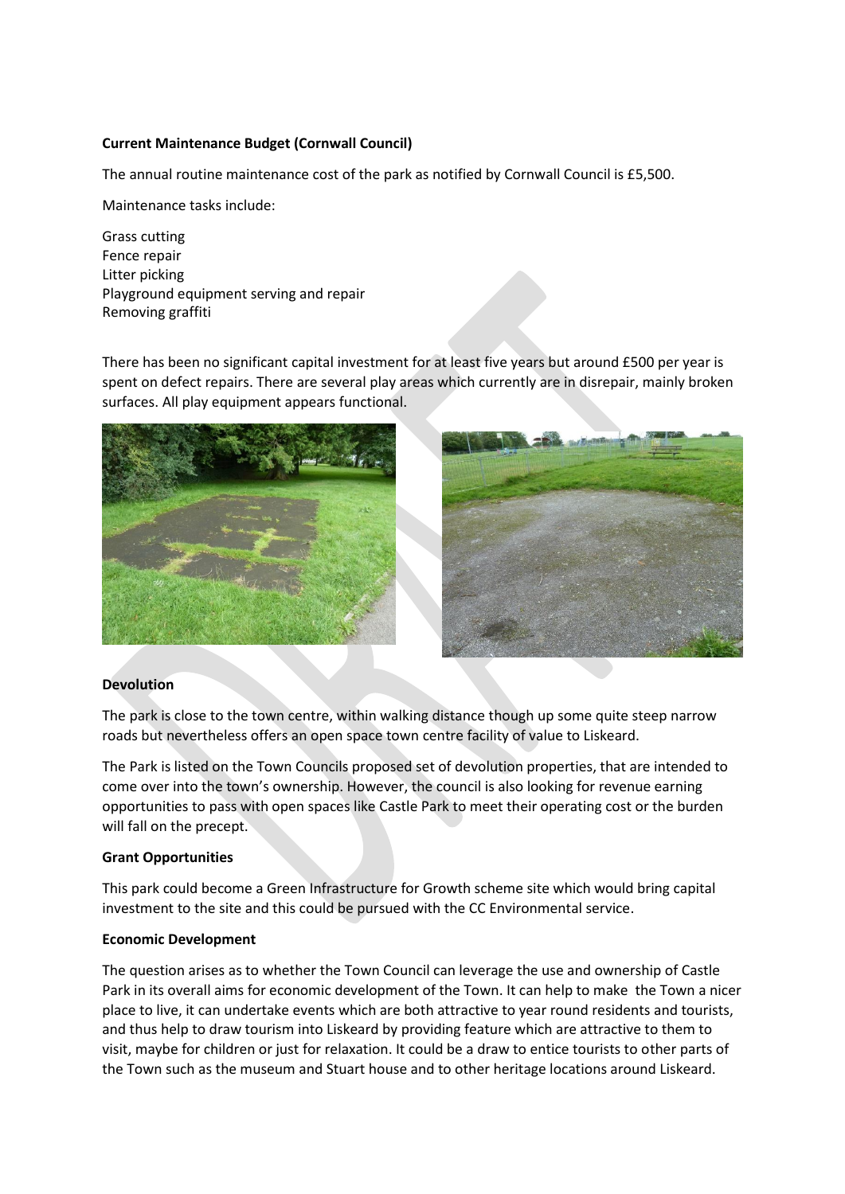**Current Maintenance Budget (Cornwall Council)**

The annual routine maintenance cost of the park as notified by Cornwall Council is £5,500.

Maintenance tasks include:

Grass cutting
Fence repair
Litter picking
Playground equipment serving and repair
Removing graffiti

There has been no significant capital investment for at least five years but around £500 per year is spent on defect repairs. There are several play areas which currently are in disrepair, mainly broken surfaces. All play equipment appears functional.

**Devolution**

The park is close to the town centre, within walking distance though up some quite steep narrow roads but nevertheless offers an open space town centre facility of value to Liskeard.

The Park is listed on the Town Councils proposed set of devolution properties, that are intended to come over into the town's ownership. However, the council is also looking for revenue earning opportunities to pass with open spaces like Castle Park to meet their operating cost or the burden will fall on the precept.

**Grant Opportunities**

This park could become a Green Infrastructure for Growth scheme site which would bring capital investment to the site and this could be pursued with the CC Environmental service.

**Economic Development**

The question arises as to whether the Town Council can leverage the use and ownership of Castle Park in its overall aims for economic development of the Town. It can help to make the Town a nicer place to live, it can undertake events which are both attractive to year round residents and tourists, and thus help to draw tourism into Liskeard by providing feature which are attractive to them to visit, maybe for children or just for relaxation. It could be a draw to entice tourists to other parts of the Town such as the museum and Stuart house and to other heritage locations around Liskeard.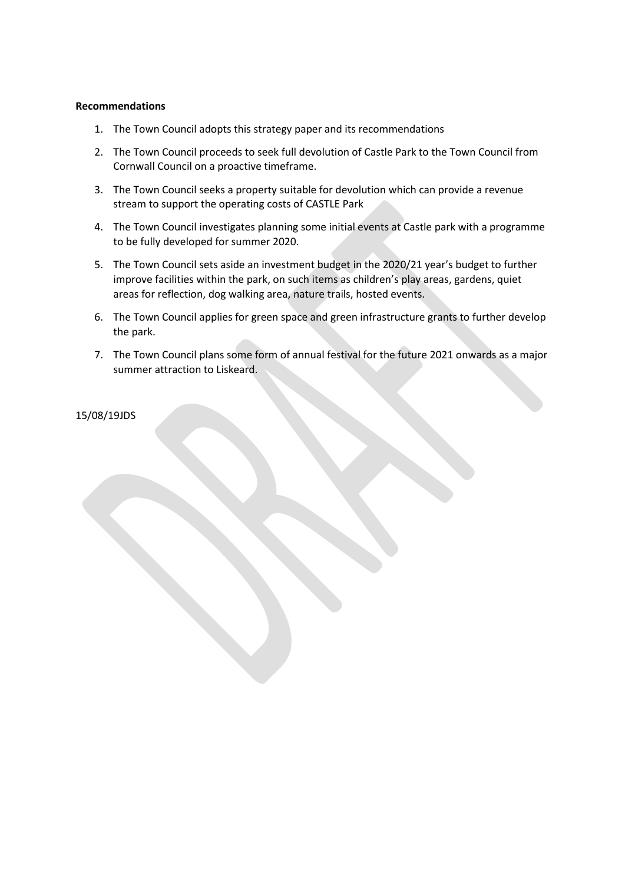**Recommendations**

1. The Town Council adopts this strategy paper and its recommendations
2. The Town Council proceeds to seek full devolution of Castle Park to the Town Council from Cornwall Council on a proactive timeframe.
3. The Town Council seeks a property suitable for devolution which can provide a revenue stream to support the operating costs of CASTLE Park
4. The Town Council investigates planning some initial events at Castle park with a programme to be fully developed for summer 2020.
5. The Town Council sets aside an investment budget in the 2020/21 year's budget to further improve facilities within the park, on such items as children's play areas, gardens, quiet areas for reflection, dog walking area, nature trails, hosted events.
6. The Town Council applies for green space and green infrastructure grants to further develop the park.
7. The Town Council plans some form of annual festival for the future 2021 onwards as a major summer attraction to Liskeard.

15/08/19JDS